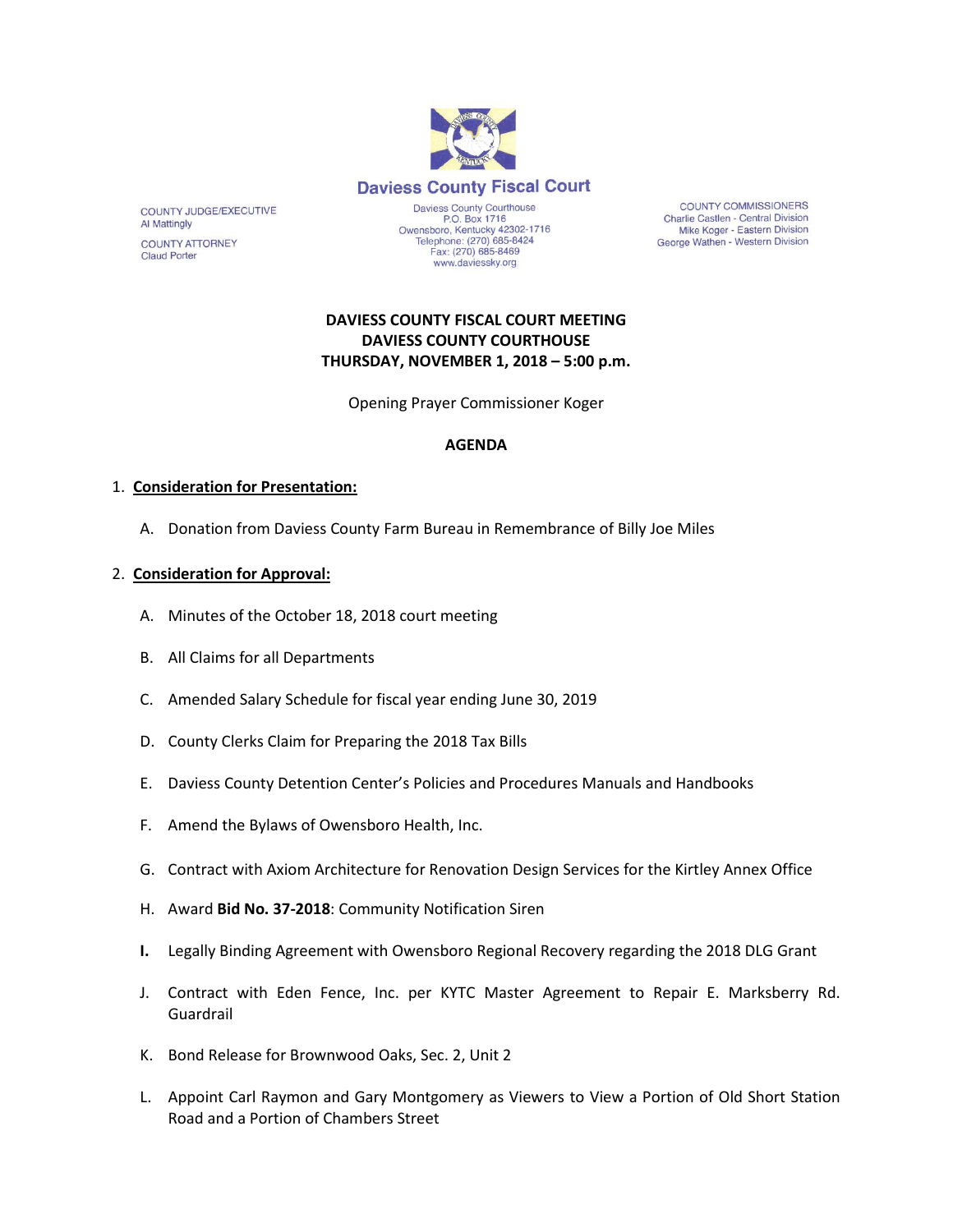# Daviess County Fiscal Court

COUNTY JUDGE/EXECUTIVE
Al Mattingly

COUNTY ATTORNEY
Claud Porter

Daviess County Courthouse
P.O. Box 1716
Owensboro, Kentucky 42302-1716
Telephone: (270) 685-8424
Fax: (270) 685-8469
www.daviessky.org

COUNTY COMMISSIONERS
Charlie Castlen - Central Division
Mike Koger - Eastern Division
George Wathen - Western Division

**DAVIESS COUNTY FISCAL COURT MEETING**
**DAVIESS COUNTY COURTHOUSE**
**THURSDAY, NOVEMBER 1, 2018 – 5:00 p.m.**

Opening Prayer Commissioner Koger

**AGENDA**

1. **Consideration for Presentation:**

   A. Donation from Daviess County Farm Bureau in Remembrance of Billy Joe Miles

2. **Consideration for Approval:**

   A. Minutes of the October 18, 2018 court meeting

   B. All Claims for all Departments

   C. Amended Salary Schedule for fiscal year ending June 30, 2019

   D. County Clerks Claim for Preparing the 2018 Tax Bills

   E. Daviess County Detention Center's Policies and Procedures Manuals and Handbooks

   F. Amend the Bylaws of Owensboro Health, Inc.

   G. Contract with Axiom Architecture for Renovation Design Services for the Kirtley Annex Office

   H. Award **Bid No. 37-2018**: Community Notification Siren

   **I.** Legally Binding Agreement with Owensboro Regional Recovery regarding the 2018 DLG Grant

   J. Contract with Eden Fence, Inc. per KYTC Master Agreement to Repair E. Marksberry Rd. Guardrail

   K. Bond Release for Brownwood Oaks, Sec. 2, Unit 2

   L. Appoint Carl Raymon and Gary Montgomery as Viewers to View a Portion of Old Short Station Road and a Portion of Chambers Street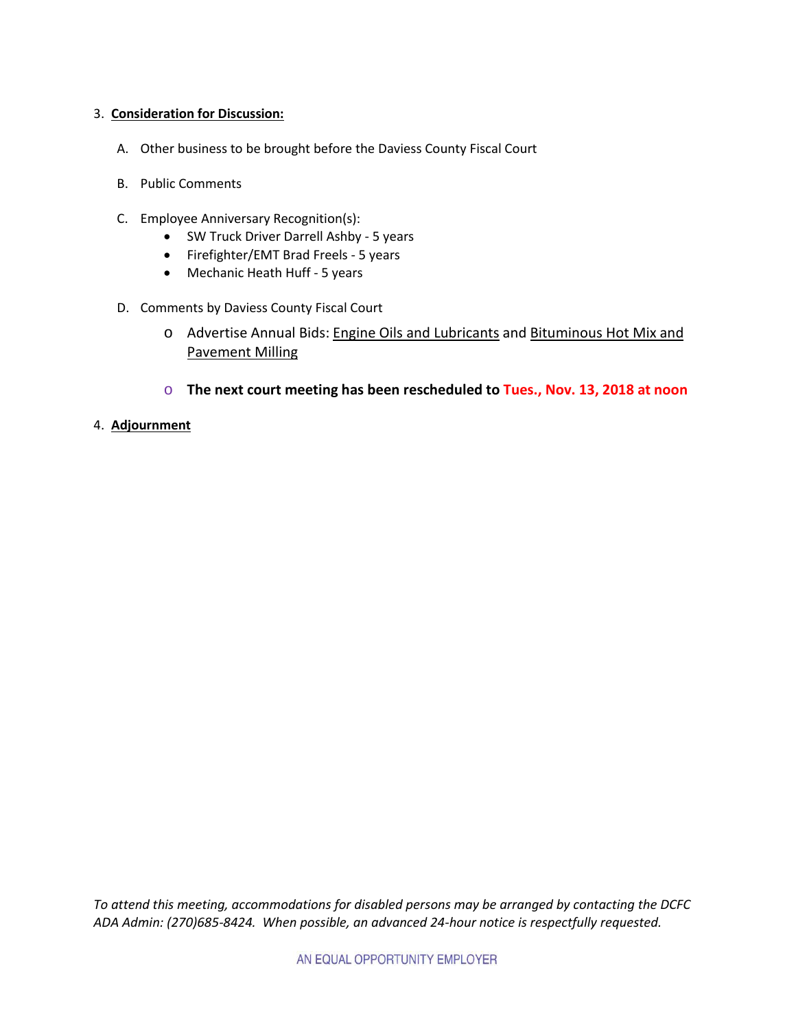3. **Consideration for Discussion:**

   A. Other business to be brought before the Daviess County Fiscal Court

   B. Public Comments

   C. Employee Anniversary Recognition(s):
      - SW Truck Driver Darrell Ashby - 5 years
      - Firefighter/EMT Brad Freels - 5 years
      - Mechanic Heath Huff - 5 years

   D. Comments by Daviess County Fiscal Court
      - Advertise Annual Bids: Engine Oils and Lubricants and Bituminous Hot Mix and Pavement Milling
      - **The next court meeting has been rescheduled to Tues., Nov. 13, 2018 at noon**

4. **Adjournment**

*To attend this meeting, accommodations for disabled persons may be arranged by contacting the DCFC ADA Admin: (270)685-8424. When possible, an advanced 24-hour notice is respectfully requested.*

AN EQUAL OPPORTUNITY EMPLOYER